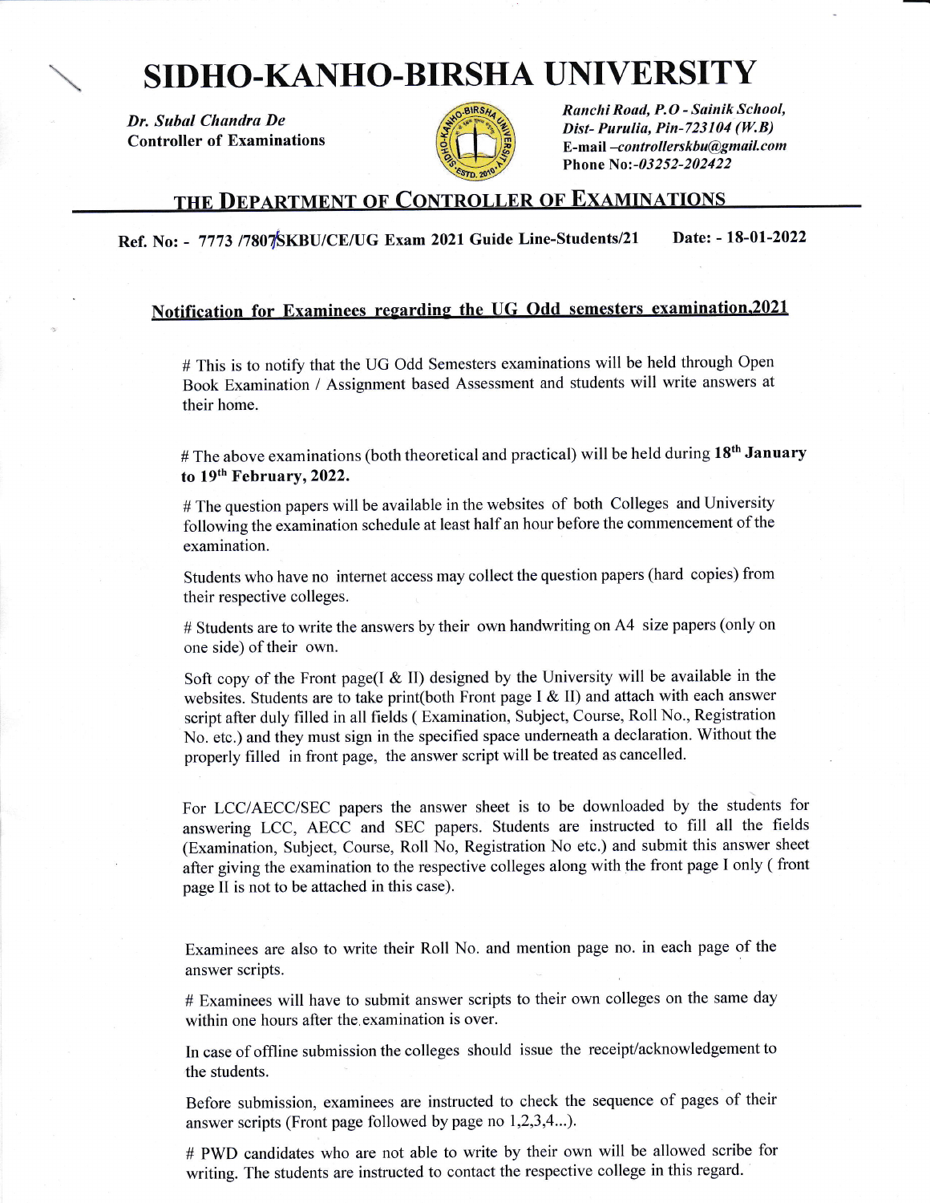# SIDHO-KANHO-BIRSHA UNIVERSITY

*Dr. Subal Chandra De*
**Controller of Examinations**

*Ranchi Road, P.O - Sainik School,*
*Dist- Purulia, Pin-723104 (W.B)*
*E-mail –controllerskbu@gmail.com*
*Phone No:-03252-202422*

## THE DEPARTMENT OF CONTROLLER OF EXAMINATIONS

**Ref. No: - 7773 /7807/SKBU/CE/UG Exam 2021 Guide Line-Students/21** **Date: - 18-01-2022**

### Notification for Examinees regarding the UG Odd semesters examination,2021

# This is to notify that the UG Odd Semesters examinations will be held through Open Book Examination / Assignment based Assessment and students will write answers at their home.

# The above examinations (both theoretical and practical) will be held during **18th January to 19th February, 2022.**

# The question papers will be available in the websites of both Colleges and University following the examination schedule at least half an hour before the commencement of the examination.

Students who have no internet access may collect the question papers (hard copies) from their respective colleges.

# Students are to write the answers by their own handwriting on A4 size papers (only on one side) of their own.

Soft copy of the Front page(I & II) designed by the University will be available in the websites. Students are to take print(both Front page I & II) and attach with each answer script after duly filled in all fields ( Examination, Subject, Course, Roll No., Registration No. etc.) and they must sign in the specified space underneath a declaration. Without the properly filled in front page, the answer script will be treated as cancelled.

For LCC/AECC/SEC papers the answer sheet is to be downloaded by the students for answering LCC, AECC and SEC papers. Students are instructed to fill all the fields (Examination, Subject, Course, Roll No, Registration No etc.) and submit this answer sheet after giving the examination to the respective colleges along with the front page I only ( front page II is not to be attached in this case).

Examinees are also to write their Roll No. and mention page no. in each page of the answer scripts.

# Examinees will have to submit answer scripts to their own colleges on the same day within one hours after the examination is over.

In case of offline submission the colleges should issue the receipt/acknowledgement to the students.

Before submission, examinees are instructed to check the sequence of pages of their answer scripts (Front page followed by page no 1,2,3,4...).

# PWD candidates who are not able to write by their own will be allowed scribe for writing. The students are instructed to contact the respective college in this regard.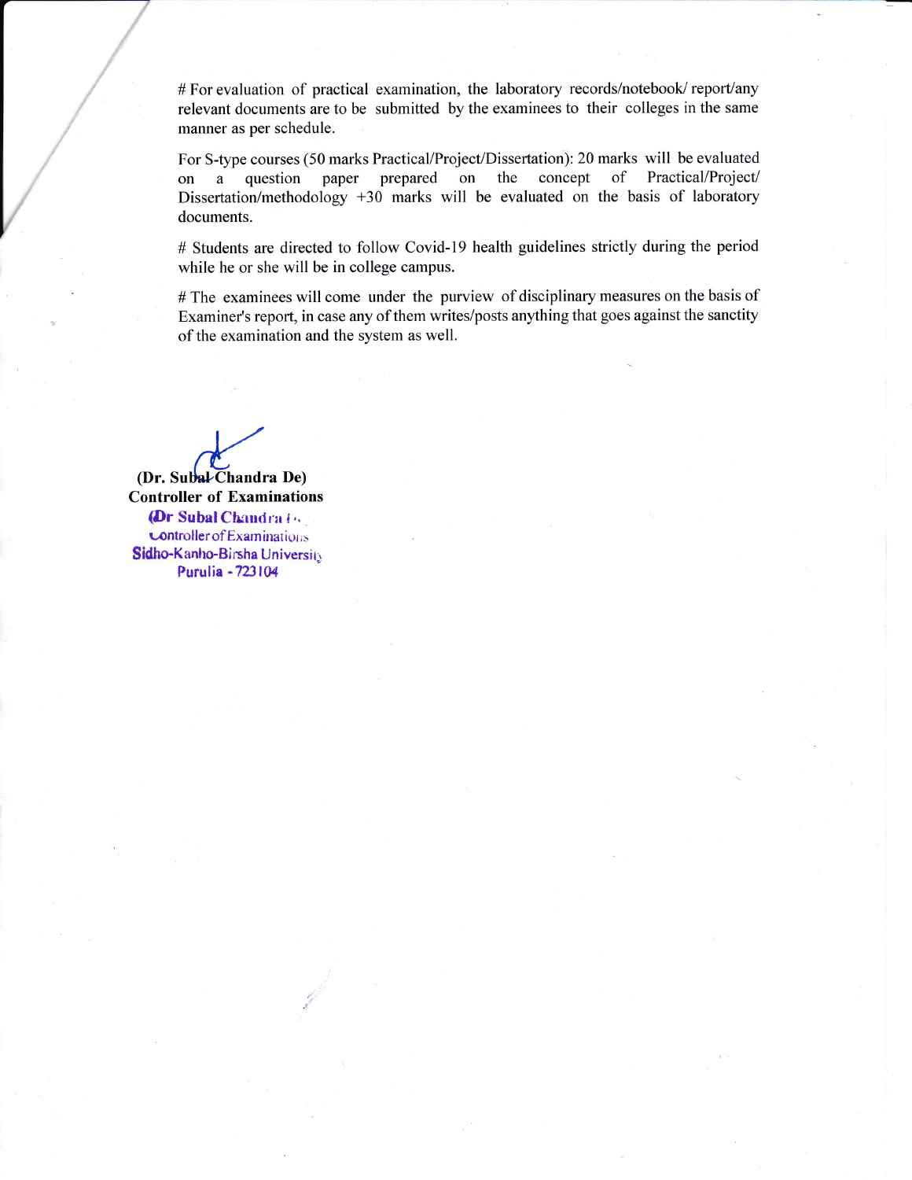# For evaluation of practical examination, the laboratory records/notebook/ report/any relevant documents are to be submitted by the examinees to their colleges in the same manner as per schedule.

For S-type courses (50 marks Practical/Project/Dissertation): 20 marks will be evaluated on a question paper prepared on the concept of Practical/Project/ Dissertation/methodology +30 marks will be evaluated on the basis of laboratory documents.

# Students are directed to follow Covid-19 health guidelines strictly during the period while he or she will be in college campus.

# The examinees will come under the purview of disciplinary measures on the basis of Examiner's report, in case any of them writes/posts anything that goes against the sanctity of the examination and the system as well.

**(Dr. Subal Chandra De)**
**Controller of Examinations**

(Dr Subal Chandra De)
Controller of Examinations
Sidho-Kanho-Birsha University
Purulia - 723104